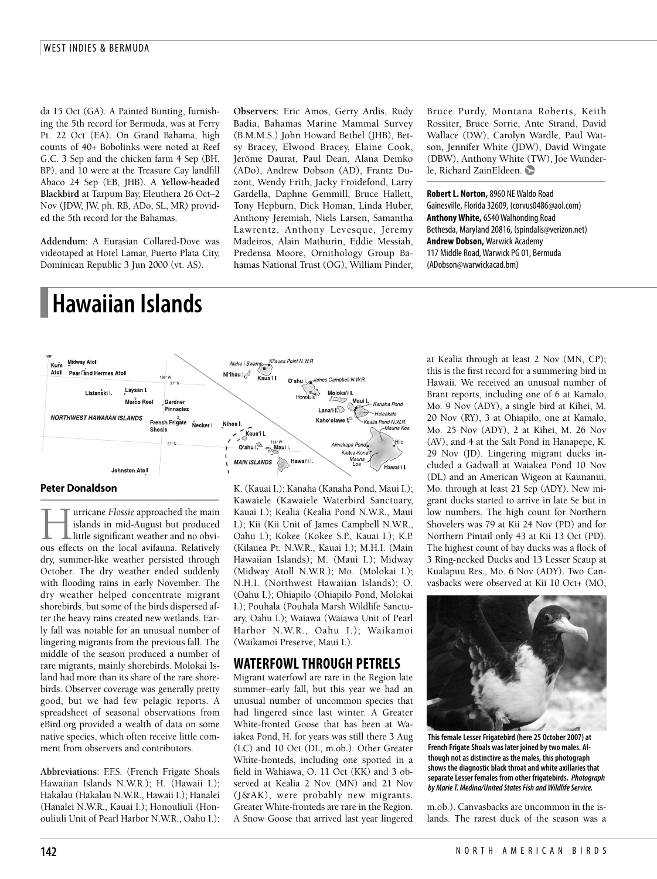da 15 Oct (GA). A Painted Bunting, furnishing the 5th record for Bermuda, was at Ferry Pt. 22 Oct (EA). On Grand Bahama, high counts of 40+ Bobolinks were noted at Reef G.C. 3 Sep and the chicken farm 4 Sep (BH, BP), and 10 were at the Treasure Cay landfill Abaco 24 Sep (EB, JHB). A **Yellow-headed Blackbird** at Tarpum Bay, Eleuthera 26 Oct–2 Nov (JDW, JW, ph. RB, ADo, SL, MR) provided the 5th record for the Bahamas.

**Addendum**: A Eurasian Collared-Dove was videotaped at Hotel Lamar, Puerto Plata City, Dominican Republic 3 Jun 2000 (vt. AS).

**Observers**: Eric Amos, Gerry Ardis, Rudy Badia, Bahamas Marine Mammal Survey (B.M.M.S.) John Howard Bethel (JHB), Betsy Bracey, Elwood Bracey, Elaine Cook, Jérôme Daurat, Paul Dean, Alana Demko (ADo), Andrew Dobson (AD), Frantz Duzont, Wendy Frith, Jacky Froidefond, Larry Gardella, Daphne Gemmill, Bruce Hallett, Tony Hepburn, Dick Homan, Linda Huber, Anthony Jeremiah, Niels Larsen, Samantha Lawrentz, Anthony Levesque, Jeremy Madeiros, Alain Mathurin, Eddie Messiah, Predensa Moore, Ornithology Group Bahamas National Trust (OG), William Pinder, Bruce Purdy, Montana Roberts, Keith Rossiter, Bruce Sorrie, Ante Strand, David Wallace (DW), Carolyn Wardle, Paul Watson, Jennifer White (JDW), David Wingate (DBW), Anthony White (TW), Joe Wunderle, Richard ZainEldeen.

**Robert L. Norton,** 8960 NE Waldo Road Gainesville, Florida 32609, (corvus0486@aol.com)
**Anthony White,** 6540 Walhonding Road Bethesda, Maryland 20816, (spindalis@verizon.net)
**Andrew Dobson,** Warwick Academy 117 Middle Road, Warwick PG 01, Bermuda (ADobson@warwickacad.bm)

# Hawaiian Islands

**Peter Donaldson**

Hurricane *Flossie* approached the main islands in mid-August but produced little significant weather and no obvious effects on the local avifauna. Relatively dry, summer-like weather persisted through October. The dry weather ended suddenly with flooding rains in early November. The dry weather helped concentrate migrant shorebirds, but some of the birds dispersed after the heavy rains created new wetlands. Early fall was notable for an unusual number of lingering migrants from the previous fall. The middle of the season produced a number of rare migrants, mainly shorebirds. Molokai Island had more than its share of the rare shorebirds. Observer coverage was generally pretty good, but we had few pelagic reports. A spreadsheet of seasonal observations from eBird.org provided a wealth of data on some native species, which often receive little comment from observers and contributors.

**Abbreviations**: F.F.S. (French Frigate Shoals Hawaiian Islands N.W.R.); H. (Hawaii I.); Hakalau (Hakalau N.W.R., Hawaii I.); Hanalei (Hanalei N.W.R., Kauai I.); Honouliuli (Honouliuli Unit of Pearl Harbor N.W.R., Oahu I.); K. (Kauai I.); Kanaha (Kanaha Pond, Maui I.); Kawaiele (Kawaiele Waterbird Sanctuary, Kauai I.); Kealia (Kealia Pond N.W.R., Maui I.); Kii (Kii Unit of James Campbell N.W.R., Oahu I.); Kokee (Kokee S.P., Kauai I.); K.P. (Kilauea Pt. N.W.R., Kauai I.); M.H.I. (Main Hawaiian Islands); M. (Maui I.); Midway (Midway Atoll N.W.R.); Mo. (Molokai I.); N.H.I. (Northwest Hawaiian Islands); O. (Oahu I.); Ohiapilo (Ohiapilo Pond, Molokai I.); Pouhala (Pouhala Marsh Wildlife Sanctuary, Oahu I.); Waiawa (Waiawa Unit of Pearl Harbor N.W.R., Oahu I.); Waikamoi (Waikamoi Preserve, Maui I.).

## WATERFOWL THROUGH PETRELS

Migrant waterfowl are rare in the Region late summer–early fall, but this year we had an unusual number of uncommon species that had lingered since last winter. A Greater White-fronted Goose that has been at Waiakea Pond, H. for years was still there 3 Aug (LC) and 10 Oct (DL, m.ob.). Other Greater White-fronteds, including one spotted in a field in Wahiawa, O. 11 Oct (KK) and 3 observed at Kealia 2 Nov (MN) and 21 Nov (J&AK), were probably new migrants. Greater White-fronteds are rare in the Region. A Snow Goose that arrived last year lingered at Kealia through at least 2 Nov (MN, CP); this is the first record for a summering bird in Hawaii. We received an unusual number of Brant reports, including one of 6 at Kamalo, Mo. 9 Nov (ADY), a single bird at Kihei, M. 20 Nov (RY), 3 at Ohiapilo, one at Kamalo, Mo. 25 Nov (ADY), 2 at Kihei, M. 26 Nov (AV), and 4 at the Salt Pond in Hanapepe, K. 29 Nov (JD). Lingering migrant ducks included a Gadwall at Waiakea Pond 10 Nov (DL) and an American Wigeon at Kaunanui, Mo. through at least 21 Sep (ADY). New migrant ducks started to arrive in late Se but in low numbers. The high count for Northern Shovelers was 79 at Kii 24 Nov (PD) and for Northern Pintail only 43 at Kii 13 Oct (PD). The highest count of bay ducks was a flock of 3 Ring-necked Ducks and 13 Lesser Scaup at Kualapuu Res., Mo. 6 Nov (ADY). Two Canvasbacks were observed at Kii 10 Oct+ (MO, m.ob.). Canvasbacks are uncommon in the islands. The rarest duck of the season was a

**This female Lesser Frigatebird (here 25 October 2007) at French Frigate Shoals was later joined by two males. Although not as distinctive as the males, this photograph shows the diagnostic black throat and white axillaries that separate Lesser females from other frigatebirds.** ***Photograph by Marie T. Medina/United States Fish and Wildlife Service.***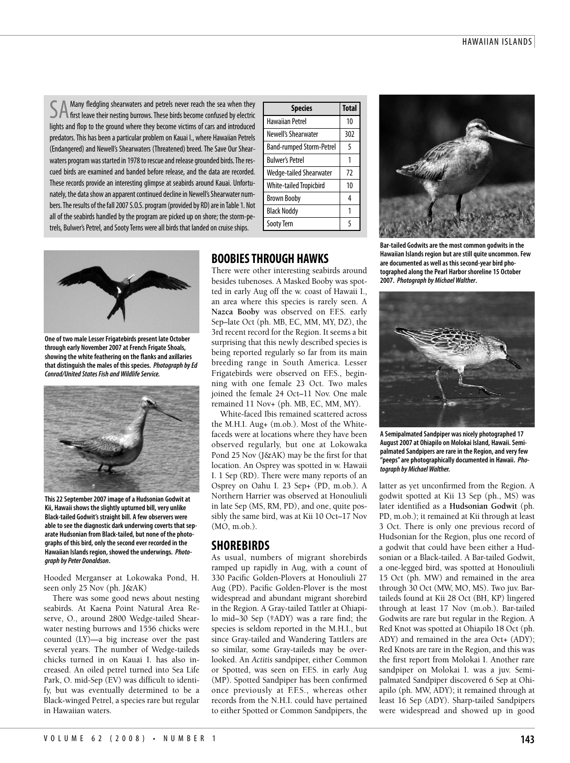SA Many fledgling shearwaters and petrels never reach the sea when they first leave their nesting burrows. These birds become confused by electric lights and flop to the ground where they become victims of cars and introduced predators. This has been a particular problem on Kauai I., where Hawaiian Petrels (Endangered) and Newell's Shearwaters (Threatened) breed. The Save Our Shearwaters program was started in 1978 to rescue and release grounded birds. The rescued birds are examined and banded before release, and the data are recorded. These records provide an interesting glimpse at seabirds around Kauai. Unfortunately, the data show an apparent continued decline in Newell's Shearwater numbers. The results of the fall 2007 S.O.S. program (provided by RD) are in Table 1. Not all of the seabirds handled by the program are picked up on shore; the storm-petrels, Bulwer's Petrel, and Sooty Terns were all birds that landed on cruise ships.

| Species | Total |
|---|---|
| Hawaiian Petrel | 10 |
| Newell's Shearwater | 302 |
| Band-rumped Storm-Petrel | 5 |
| Bulwer's Petrel | 1 |
| Wedge-tailed Shearwater | 72 |
| White-tailed Tropicbird | 10 |
| Brown Booby | 4 |
| Black Noddy | 1 |
| Sooty Tern | 5 |

One of two male Lesser Frigatebirds present late October through early November 2007 at French Frigate Shoals, showing the white feathering on the flanks and axillaries that distinguish the males of this species. *Photograph by Ed Conrad/United States Fish and Wildlife Service.*

This 22 September 2007 image of a Hudsonian Godwit at Kii, Hawaii shows the slightly upturned bill, very unlike Black-tailed Godwit's straight bill. A few observers were able to see the diagnostic dark underwing coverts that separate Hudsonian from Black-tailed, but none of the photographs of this bird, only the second ever recorded in the Hawaiian Islands region, showed the underwings. *Photograph by Peter Donaldson.*

Hooded Merganser at Lokowaka Pond, H. seen only 25 Nov (ph. J&AK)

There was some good news about nesting seabirds. At Kaena Point Natural Area Reserve, O., around 2800 Wedge-tailed Shearwater nesting burrows and 1556 chicks were counted (LY)—a big increase over the past several years. The number of Wedge-taileds chicks turned in on Kauai I. has also increased. An oiled petrel turned into Sea Life Park, O. mid-Sep (EV) was difficult to identify, but was eventually determined to be a Black-winged Petrel, a species rare but regular in Hawaiian waters.

## BOOBIES THROUGH HAWKS

There were other interesting seabirds around besides tubenoses. A Masked Booby was spotted in early Aug off the w. coast of Hawaii I., an area where this species is rarely seen. A **Nazca Booby** was observed on F.F.S. early Sep–late Oct (ph. MB, EC, MM, MY, DZ), the 3rd recent record for the Region. It seems a bit surprising that this newly described species is being reported regularly so far from its main breeding range in South America. Lesser Frigatebirds were observed on F.F.S., beginning with one female 23 Oct. Two males joined the female 24 Oct–11 Nov. One male remained 11 Nov+ (ph. MB, EC, MM, MY).

White-faced Ibis remained scattered across the M.H.I. Aug+ (m.ob.). Most of the White-faceds were at locations where they have been observed regularly, but one at Lokowaka Pond 25 Nov (J&AK) may be the first for that location. An Osprey was spotted in w. Hawaii I. 1 Sep (RD). There were many reports of an Osprey on Oahu I. 23 Sep+ (PD, m.ob.). A Northern Harrier was observed at Honouliuli in late Sep (MS, RM, PD), and one, quite possibly the same bird, was at Kii 10 Oct–17 Nov (MO, m.ob.).

## SHOREBIRDS

As usual, numbers of migrant shorebirds ramped up rapidly in Aug, with a count of 330 Pacific Golden-Plovers at Honouliuli 27 Aug (PD). Pacific Golden-Plover is the most widespread and abundant migrant shorebird in the Region. A Gray-tailed Tattler at Ohiapilo mid–30 Sep (†ADY) was a rare find; the species is seldom reported in the M.H.I., but since Gray-tailed and Wandering Tattlers are so similar, some Gray-taileds may be overlooked. An *Actitis* sandpiper, either Common or Spotted, was seen on F.F.S. in early Aug (MP). Spotted Sandpiper has been confirmed once previously at F.F.S., whereas other records from the N.H.I. could have pertained to either Spotted or Common Sandpipers, the latter as yet unconfirmed from the Region. A godwit spotted at Kii 13 Sep (ph., MS) was later identified as a **Hudsonian Godwit** (ph. PD, m.ob.); it remained at Kii through at least 3 Oct. There is only one previous record of Hudsonian for the Region, plus one record of a godwit that could have been either a Hudsonian or a Black-tailed. A Bar-tailed Godwit, a one-legged bird, was spotted at Honouliuli 15 Oct (ph. MW) and remained in the area through 30 Oct (MW, MO, MS). Two juv. Bar-taileds found at Kii 28 Oct (BH, KP) lingered through at least 17 Nov (m.ob.). Bar-tailed Godwits are rare but regular in the Region. A Red Knot was spotted at Ohiapilo 18 Oct (ph. ADY) and remained in the area Oct+ (ADY); Red Knots are rare in the Region, and this was the first report from Molokai I. Another rare sandpiper on Molokai I. was a juv. Semipalmated Sandpiper discovered 6 Sep at Ohiapilo (ph. MW, ADY); it remained through at least 16 Sep (ADY). Sharp-tailed Sandpipers were widespread and showed up in good

Bar-tailed Godwits are the most common godwits in the Hawaiian Islands region but are still quite uncommon. Few are documented as well as this second-year bird photographed along the Pearl Harbor shoreline 15 October 2007. *Photograph by Michael Walther.*

A Semipalmated Sandpiper was nicely photographed 17 August 2007 at Ohiapilo on Molokai Island, Hawaii. Semipalmated Sandpipers are rare in the Region, and very few "peeps" are photographically documented in Hawaii. *Photograph by Michael Walther.*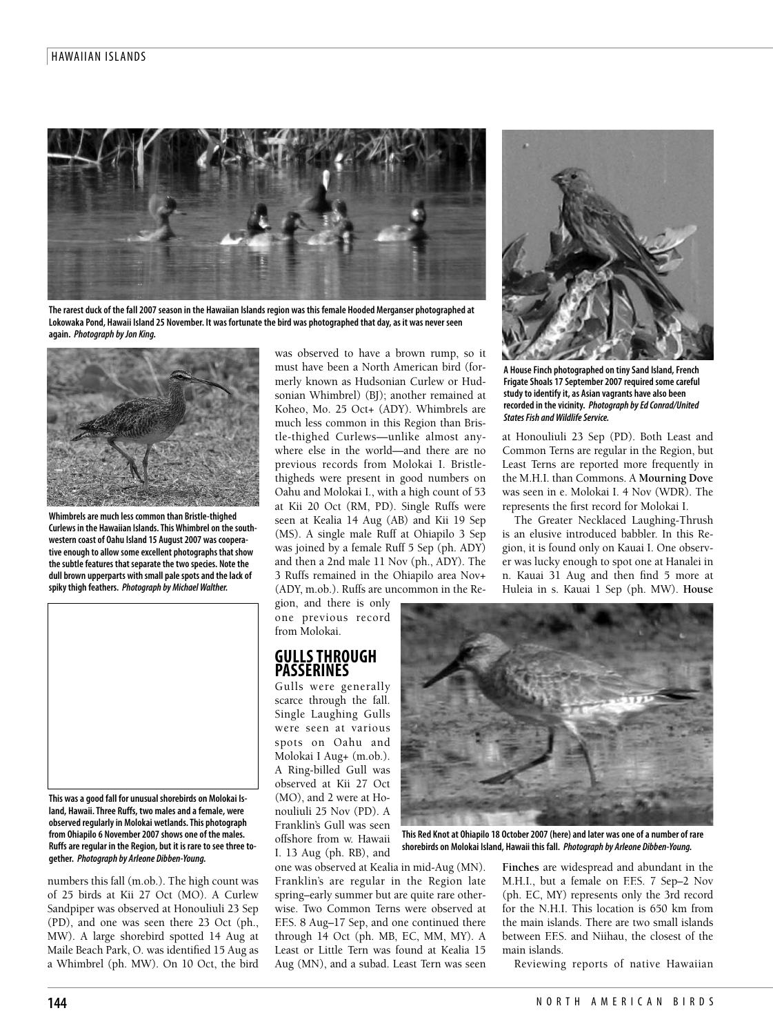The rarest duck of the fall 2007 season in the Hawaiian Islands region was this female Hooded Merganser photographed at Lokowaka Pond, Hawaii Island 25 November. It was fortunate the bird was photographed that day, as it was never seen again. *Photograph by Jon King.*

Whimbrels are much less common than Bristle-thighed Curlews in the Hawaiian Islands. This Whimbrel on the southwestern coast of Oahu Island 15 August 2007 was cooperative enough to allow some excellent photographs that show the subtle features that separate the two species. Note the dull brown upperparts with small pale spots and the lack of spiky thigh feathers. *Photograph by Michael Walther.*

This was a good fall for unusual shorebirds on Molokai Island, Hawaii. Three Ruffs, two males and a female, were observed regularly in Molokai wetlands. This photograph from Ohiapilo 6 November 2007 shows one of the males. Ruffs are regular in the Region, but it is rare to see three together. *Photograph by Arleone Dibben-Young.*

numbers this fall (m.ob.). The high count was of 25 birds at Kii 27 Oct (MO). A Curlew Sandpiper was observed at Honouliuli 23 Sep (PD), and one was seen there 23 Oct (ph., MW). A large shorebird spotted 14 Aug at Maile Beach Park, O. was identified 15 Aug as a Whimbrel (ph. MW). On 10 Oct, the bird was observed to have a brown rump, so it must have been a North American bird (formerly known as Hudsonian Curlew or Hudsonian Whimbrel) (BJ); another remained at Koheo, Mo. 25 Oct+ (ADY). Whimbrels are much less common in this Region than Bristle-thighed Curlews—unlike almost anywhere else in the world—and there are no previous records from Molokai I. Bristle-thigheds were present in good numbers on Oahu and Molokai I., with a high count of 53 at Kii 20 Oct (RM, PD). Single Ruffs were seen at Kealia 14 Aug (AB) and Kii 19 Sep (MS). A single male Ruff at Ohiapilo 3 Sep was joined by a female Ruff 5 Sep (ph. ADY) and then a 2nd male 11 Nov (ph., ADY). The 3 Ruffs remained in the Ohiapilo area Nov+ (ADY, m.ob.). Ruffs are uncommon in the Region, and there is only one previous record from Molokai.

## GULLS THROUGH PASSERINES

Gulls were generally scarce through the fall. Single Laughing Gulls were seen at various spots on Oahu and Molokai I Aug+ (m.ob.). A Ring-billed Gull was observed at Kii 27 Oct (MO), and 2 were at Honouliuli 25 Nov (PD). A Franklin's Gull was seen offshore from w. Hawaii I. 13 Aug (ph. RB), and one was observed at Kealia in mid-Aug (MN). Franklin's are regular in the Region late spring–early summer but are quite rare otherwise. Two Common Terns were observed at F.F.S. 8 Aug–17 Sep, and one continued there through 14 Oct (ph. MB, EC, MM, MY). A Least or Little Tern was found at Kealia 15 Aug (MN), and a subad. Least Tern was seen at Honouliuli 23 Sep (PD). Both Least and Common Terns are regular in the Region, but Least Terns are reported more frequently in the M.H.I. than Commons. A **Mourning Dove** was seen in e. Molokai I. 4 Nov (WDR). The represents the first record for Molokai I.

A House Finch photographed on tiny Sand Island, French Frigate Shoals 17 September 2007 required some careful study to identify it, as Asian vagrants have also been recorded in the vicinity. *Photograph by Ed Conrad/United States Fish and Wildlife Service.*

The Greater Necklaced Laughing-Thrush is an elusive introduced babbler. In this Region, it is found only on Kauai I. One observer was lucky enough to spot one at Hanalei in n. Kauai 31 Aug and then find 5 more at Huleia in s. Kauai 1 Sep (ph. MW). **House Finches** are widespread and abundant in the M.H.I., but a female on F.F.S. 7 Sep–2 Nov (ph. EC, MY) represents only the 3rd record for the N.H.I. This location is 650 km from the main islands. There are two small islands between F.F.S. and Niihau, the closest of the main islands.

This Red Knot at Ohiapilo 18 October 2007 (here) and later was one of a number of rare shorebirds on Molokai Island, Hawaii this fall. *Photograph by Arleone Dibben-Young.*

Reviewing reports of native Hawaiian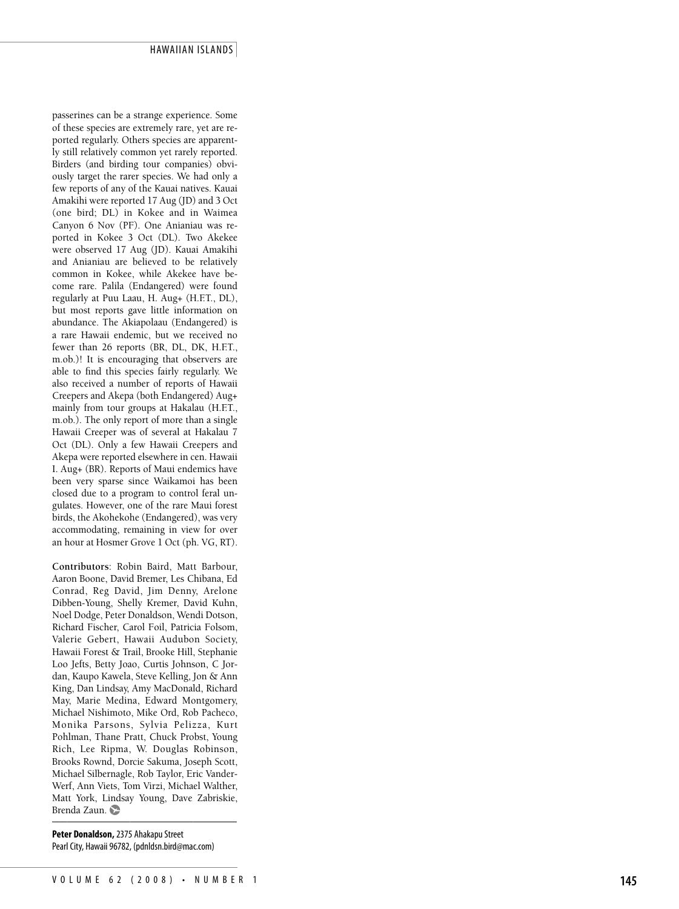passerines can be a strange experience. Some of these species are extremely rare, yet are reported regularly. Others species are apparently still relatively common yet rarely reported. Birders (and birding tour companies) obviously target the rarer species. We had only a few reports of any of the Kauai natives. Kauai Amakihi were reported 17 Aug (JD) and 3 Oct (one bird; DL) in Kokee and in Waimea Canyon 6 Nov (PF). One Anianiau was reported in Kokee 3 Oct (DL). Two Akekee were observed 17 Aug (JD). Kauai Amakihi and Anianiau are believed to be relatively common in Kokee, while Akekee have become rare. Palila (Endangered) were found regularly at Puu Laau, H. Aug+ (H.F.T., DL), but most reports gave little information on abundance. The Akiapolaau (Endangered) is a rare Hawaii endemic, but we received no fewer than 26 reports (BR, DL, DK, H.F.T., m.ob.)! It is encouraging that observers are able to find this species fairly regularly. We also received a number of reports of Hawaii Creepers and Akepa (both Endangered) Aug+ mainly from tour groups at Hakalau (H.F.T., m.ob.). The only report of more than a single Hawaii Creeper was of several at Hakalau 7 Oct (DL). Only a few Hawaii Creepers and Akepa were reported elsewhere in cen. Hawaii I. Aug+ (BR). Reports of Maui endemics have been very sparse since Waikamoi has been closed due to a program to control feral ungulates. However, one of the rare Maui forest birds, the Akohekohe (Endangered), was very accommodating, remaining in view for over an hour at Hosmer Grove 1 Oct (ph. VG, RT).

**Contributors**: Robin Baird, Matt Barbour, Aaron Boone, David Bremer, Les Chibana, Ed Conrad, Reg David, Jim Denny, Arelone Dibben-Young, Shelly Kremer, David Kuhn, Noel Dodge, Peter Donaldson, Wendi Dotson, Richard Fischer, Carol Foil, Patricia Folsom, Valerie Gebert, Hawaii Audubon Society, Hawaii Forest & Trail, Brooke Hill, Stephanie Loo Jefts, Betty Joao, Curtis Johnson, C Jordan, Kaupo Kawela, Steve Kelling, Jon & Ann King, Dan Lindsay, Amy MacDonald, Richard May, Marie Medina, Edward Montgomery, Michael Nishimoto, Mike Ord, Rob Pacheco, Monika Parsons, Sylvia Pelizza, Kurt Pohlman, Thane Pratt, Chuck Probst, Young Rich, Lee Ripma, W. Douglas Robinson, Brooks Rownd, Dorcie Sakuma, Joseph Scott, Michael Silbernagle, Rob Taylor, Eric VanderWerf, Ann Viets, Tom Virzi, Michael Walther, Matt York, Lindsay Young, Dave Zabriskie, Brenda Zaun.

---

**Peter Donaldson,** 2375 Ahakapu Street
Pearl City, Hawaii 96782, (pdnldsn.bird@mac.com)